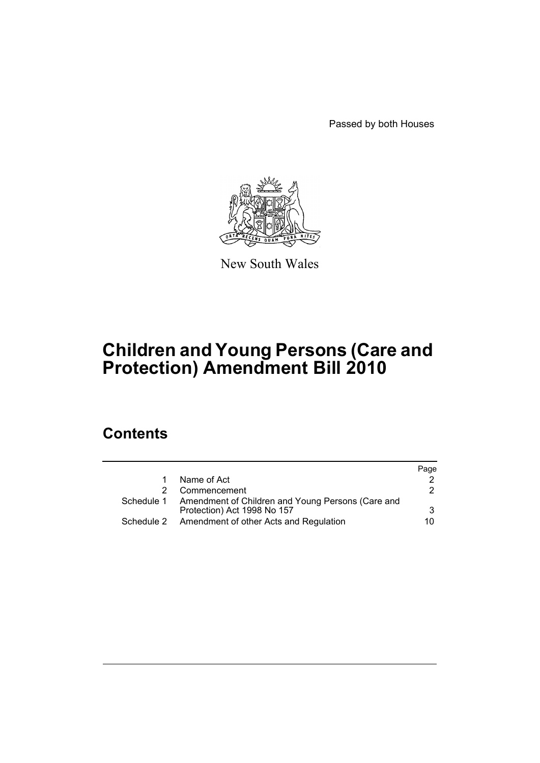Passed by both Houses

New South Wales

# Children and Young Persons (Care and Protection) Amendment Bill 2010

## Contents

| | | Page |
|---|---|---|
| 1 | Name of Act | 2 |
| 2 | Commencement | 2 |
| Schedule 1 | Amendment of Children and Young Persons (Care and Protection) Act 1998 No 157 | 3 |
| Schedule 2 | Amendment of other Acts and Regulation | 10 |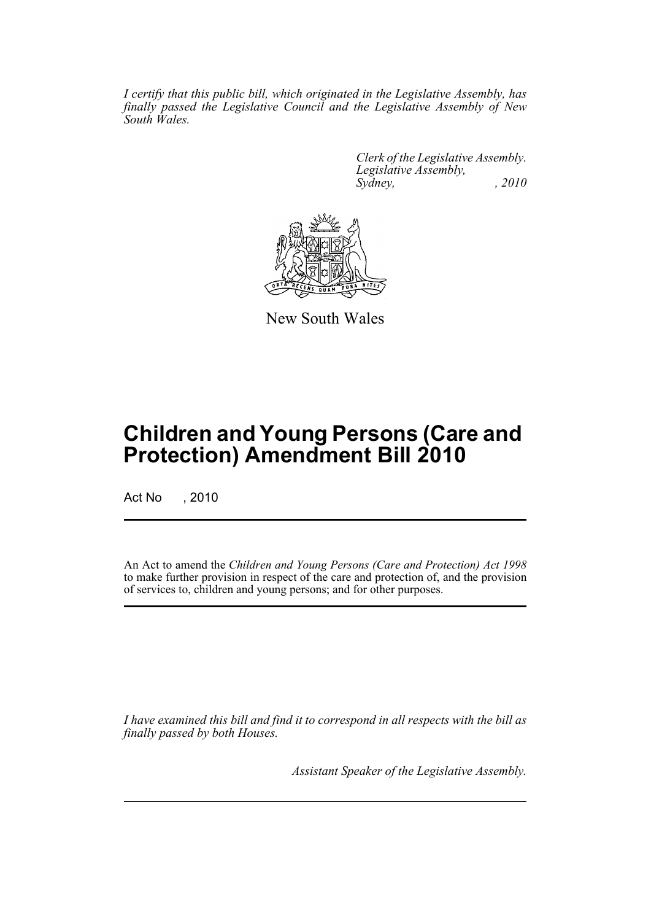*I certify that this public bill, which originated in the Legislative Assembly, has finally passed the Legislative Council and the Legislative Assembly of New South Wales.*

*Clerk of the Legislative Assembly.*
*Legislative Assembly,*
*Sydney, , 2010*

New South Wales

# Children and Young Persons (Care and Protection) Amendment Bill 2010

Act No , 2010

An Act to amend the *Children and Young Persons (Care and Protection) Act 1998* to make further provision in respect of the care and protection of, and the provision of services to, children and young persons; and for other purposes.

*I have examined this bill and find it to correspond in all respects with the bill as finally passed by both Houses.*

*Assistant Speaker of the Legislative Assembly.*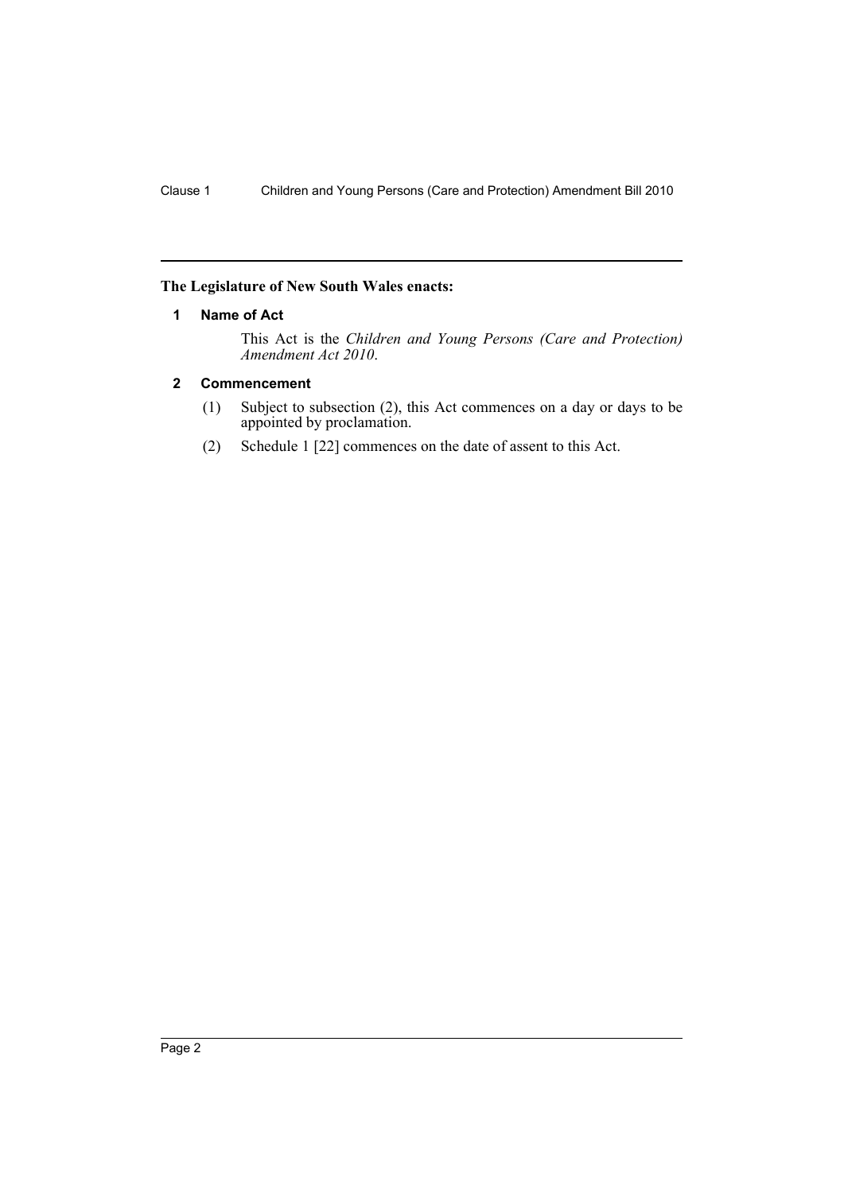**The Legislature of New South Wales enacts:**

## 1 Name of Act

This Act is the *Children and Young Persons (Care and Protection) Amendment Act 2010*.

## 2 Commencement

(1) Subject to subsection (2), this Act commences on a day or days to be appointed by proclamation.

(2) Schedule 1 [22] commences on the date of assent to this Act.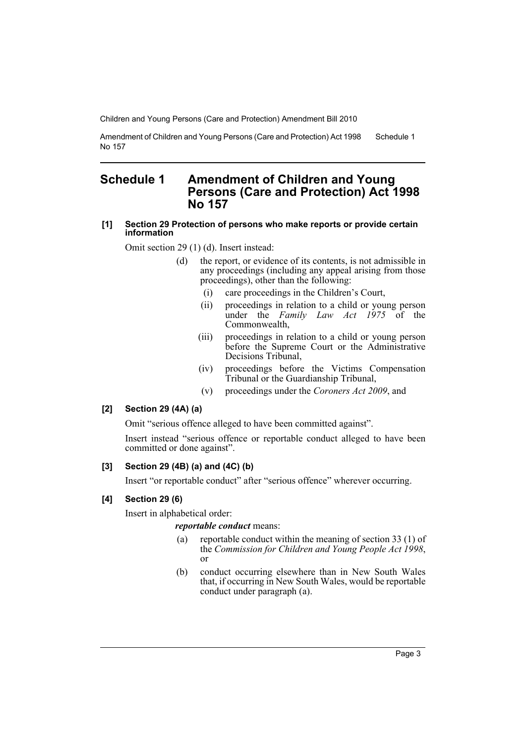# Schedule 1 Amendment of Children and Young Persons (Care and Protection) Act 1998 No 157

**[1] Section 29 Protection of persons who make reports or provide certain information**

Omit section 29 (1) (d). Insert instead:

- (d) the report, or evidence of its contents, is not admissible in any proceedings (including any appeal arising from those proceedings), other than the following:
  - (i) care proceedings in the Children's Court,
  - (ii) proceedings in relation to a child or young person under the *Family Law Act 1975* of the Commonwealth,
  - (iii) proceedings in relation to a child or young person before the Supreme Court or the Administrative Decisions Tribunal,
  - (iv) proceedings before the Victims Compensation Tribunal or the Guardianship Tribunal,
  - (v) proceedings under the *Coroners Act 2009*, and

**[2] Section 29 (4A) (a)**

Omit "serious offence alleged to have been committed against".

Insert instead "serious offence or reportable conduct alleged to have been committed or done against".

**[3] Section 29 (4B) (a) and (4C) (b)**

Insert "or reportable conduct" after "serious offence" wherever occurring.

**[4] Section 29 (6)**

Insert in alphabetical order:

***reportable conduct*** means:

- (a) reportable conduct within the meaning of section 33 (1) of the *Commission for Children and Young People Act 1998*, or
- (b) conduct occurring elsewhere than in New South Wales that, if occurring in New South Wales, would be reportable conduct under paragraph (a).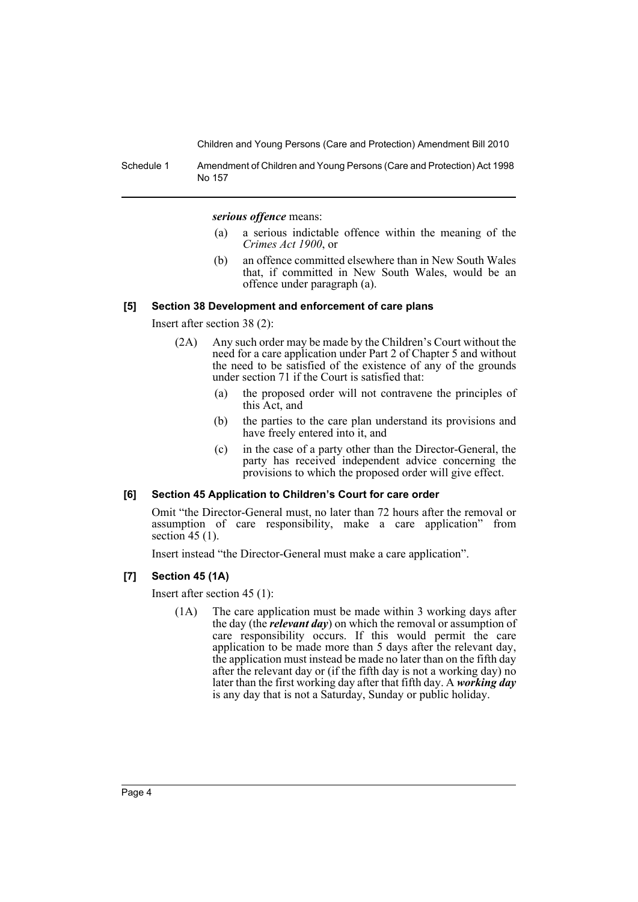***serious offence*** means:

- (a) a serious indictable offence within the meaning of the *Crimes Act 1900*, or
- (b) an offence committed elsewhere than in New South Wales that, if committed in New South Wales, would be an offence under paragraph (a).

#### [5] Section 38 Development and enforcement of care plans

Insert after section 38 (2):

(2A) Any such order may be made by the Children's Court without the need for a care application under Part 2 of Chapter 5 and without the need to be satisfied of the existence of any of the grounds under section 71 if the Court is satisfied that:

- (a) the proposed order will not contravene the principles of this Act, and
- (b) the parties to the care plan understand its provisions and have freely entered into it, and
- (c) in the case of a party other than the Director-General, the party has received independent advice concerning the provisions to which the proposed order will give effect.

#### [6] Section 45 Application to Children's Court for care order

Omit "the Director-General must, no later than 72 hours after the removal or assumption of care responsibility, make a care application" from section 45 (1).

Insert instead "the Director-General must make a care application".

#### [7] Section 45 (1A)

Insert after section 45 (1):

(1A) The care application must be made within 3 working days after the day (the ***relevant day***) on which the removal or assumption of care responsibility occurs. If this would permit the care application to be made more than 5 days after the relevant day, the application must instead be made no later than on the fifth day after the relevant day or (if the fifth day is not a working day) no later than the first working day after that fifth day. A ***working day*** is any day that is not a Saturday, Sunday or public holiday.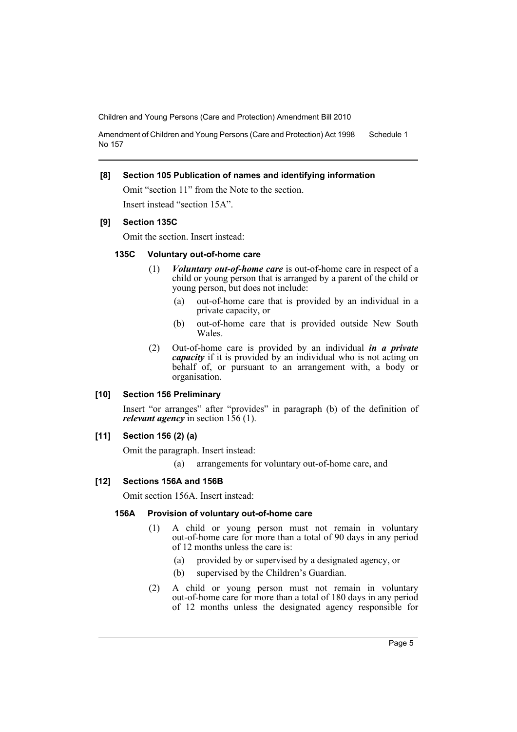**[8] Section 105 Publication of names and identifying information**

Omit "section 11" from the Note to the section.

Insert instead "section 15A".

**[9] Section 135C**

Omit the section. Insert instead:

**135C Voluntary out-of-home care**

(1) ***Voluntary out-of-home care*** is out-of-home care in respect of a child or young person that is arranged by a parent of the child or young person, but does not include:

(a) out-of-home care that is provided by an individual in a private capacity, or

(b) out-of-home care that is provided outside New South Wales.

(2) Out-of-home care is provided by an individual ***in a private capacity*** if it is provided by an individual who is not acting on behalf of, or pursuant to an arrangement with, a body or organisation.

**[10] Section 156 Preliminary**

Insert "or arranges" after "provides" in paragraph (b) of the definition of ***relevant agency*** in section 156 (1).

**[11] Section 156 (2) (a)**

Omit the paragraph. Insert instead:

(a) arrangements for voluntary out-of-home care, and

**[12] Sections 156A and 156B**

Omit section 156A. Insert instead:

**156A Provision of voluntary out-of-home care**

(1) A child or young person must not remain in voluntary out-of-home care for more than a total of 90 days in any period of 12 months unless the care is:

(a) provided by or supervised by a designated agency, or

(b) supervised by the Children's Guardian.

(2) A child or young person must not remain in voluntary out-of-home care for more than a total of 180 days in any period of 12 months unless the designated agency responsible for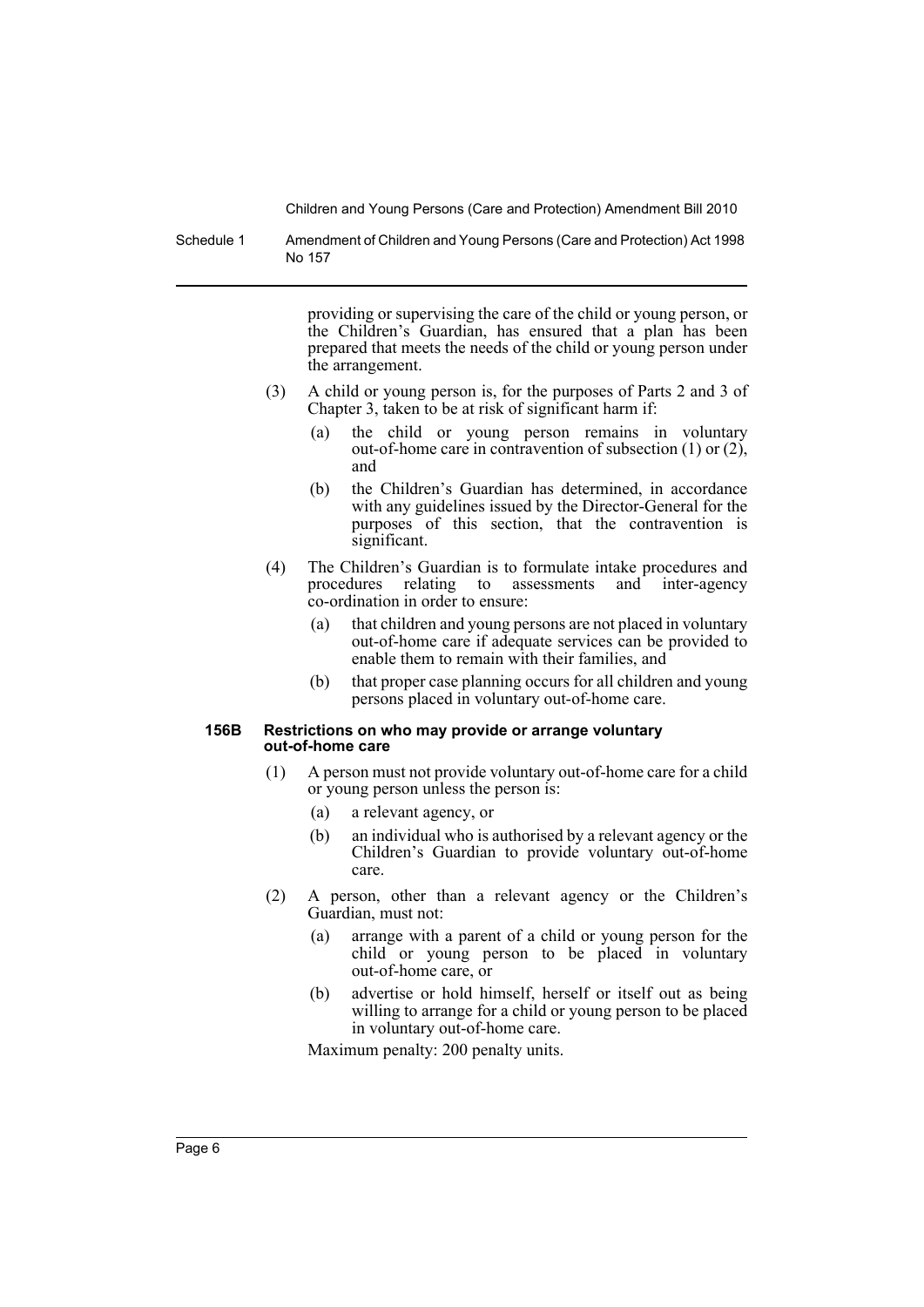providing or supervising the care of the child or young person, or the Children's Guardian, has ensured that a plan has been prepared that meets the needs of the child or young person under the arrangement.

(3) A child or young person is, for the purposes of Parts 2 and 3 of Chapter 3, taken to be at risk of significant harm if:

(a) the child or young person remains in voluntary out-of-home care in contravention of subsection (1) or (2), and

(b) the Children's Guardian has determined, in accordance with any guidelines issued by the Director-General for the purposes of this section, that the contravention is significant.

(4) The Children's Guardian is to formulate intake procedures and procedures relating to assessments and inter-agency co-ordination in order to ensure:

(a) that children and young persons are not placed in voluntary out-of-home care if adequate services can be provided to enable them to remain with their families, and

(b) that proper case planning occurs for all children and young persons placed in voluntary out-of-home care.

**156B Restrictions on who may provide or arrange voluntary out-of-home care**

(1) A person must not provide voluntary out-of-home care for a child or young person unless the person is:

(a) a relevant agency, or

(b) an individual who is authorised by a relevant agency or the Children's Guardian to provide voluntary out-of-home care.

(2) A person, other than a relevant agency or the Children's Guardian, must not:

(a) arrange with a parent of a child or young person for the child or young person to be placed in voluntary out-of-home care, or

(b) advertise or hold himself, herself or itself out as being willing to arrange for a child or young person to be placed in voluntary out-of-home care.

Maximum penalty: 200 penalty units.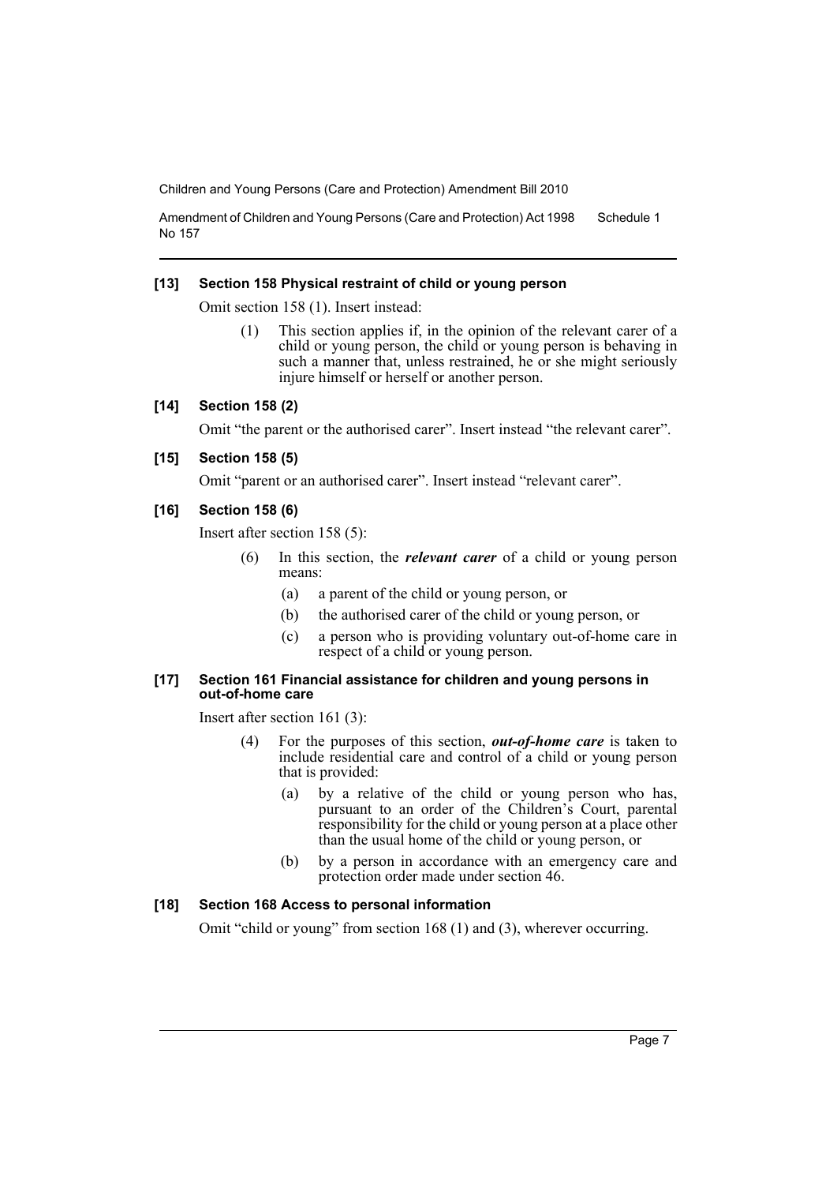**[13] Section 158 Physical restraint of child or young person**

Omit section 158 (1). Insert instead:

> (1) This section applies if, in the opinion of the relevant carer of a child or young person, the child or young person is behaving in such a manner that, unless restrained, he or she might seriously injure himself or herself or another person.

**[14] Section 158 (2)**

Omit "the parent or the authorised carer". Insert instead "the relevant carer".

**[15] Section 158 (5)**

Omit "parent or an authorised carer". Insert instead "relevant carer".

**[16] Section 158 (6)**

Insert after section 158 (5):

> (6) In this section, the ***relevant carer*** of a child or young person means:
>
> (a) a parent of the child or young person, or
>
> (b) the authorised carer of the child or young person, or
>
> (c) a person who is providing voluntary out-of-home care in respect of a child or young person.

**[17] Section 161 Financial assistance for children and young persons in out-of-home care**

Insert after section 161 (3):

> (4) For the purposes of this section, ***out-of-home care*** is taken to include residential care and control of a child or young person that is provided:
>
> (a) by a relative of the child or young person who has, pursuant to an order of the Children's Court, parental responsibility for the child or young person at a place other than the usual home of the child or young person, or
>
> (b) by a person in accordance with an emergency care and protection order made under section 46.

**[18] Section 168 Access to personal information**

Omit "child or young" from section 168 (1) and (3), wherever occurring.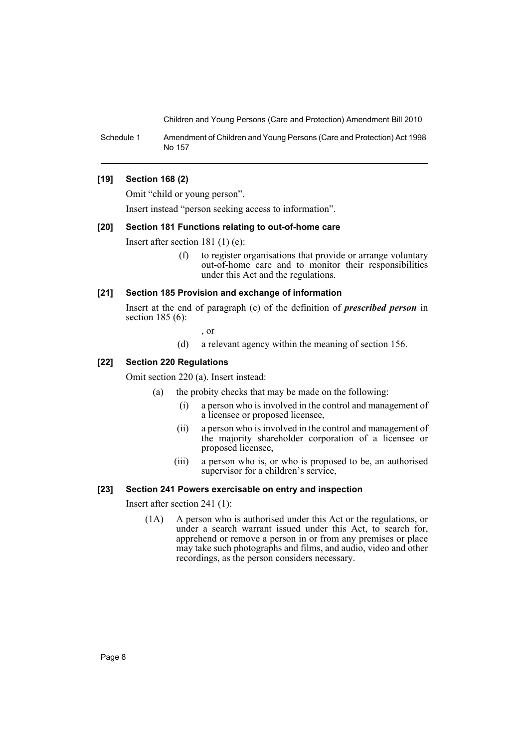**[19] Section 168 (2)**

Omit "child or young person".

Insert instead "person seeking access to information".

**[20] Section 181 Functions relating to out-of-home care**

Insert after section 181 (1) (e):

> (f) to register organisations that provide or arrange voluntary out-of-home care and to monitor their responsibilities under this Act and the regulations.

**[21] Section 185 Provision and exchange of information**

Insert at the end of paragraph (c) of the definition of ***prescribed person*** in section 185 (6):

> , or
>
> (d) a relevant agency within the meaning of section 156.

**[22] Section 220 Regulations**

Omit section 220 (a). Insert instead:

> (a) the probity checks that may be made on the following:
>
> (i) a person who is involved in the control and management of a licensee or proposed licensee,
>
> (ii) a person who is involved in the control and management of the majority shareholder corporation of a licensee or proposed licensee,
>
> (iii) a person who is, or who is proposed to be, an authorised supervisor for a children's service,

**[23] Section 241 Powers exercisable on entry and inspection**

Insert after section 241 (1):

> (1A) A person who is authorised under this Act or the regulations, or under a search warrant issued under this Act, to search for, apprehend or remove a person in or from any premises or place may take such photographs and films, and audio, video and other recordings, as the person considers necessary.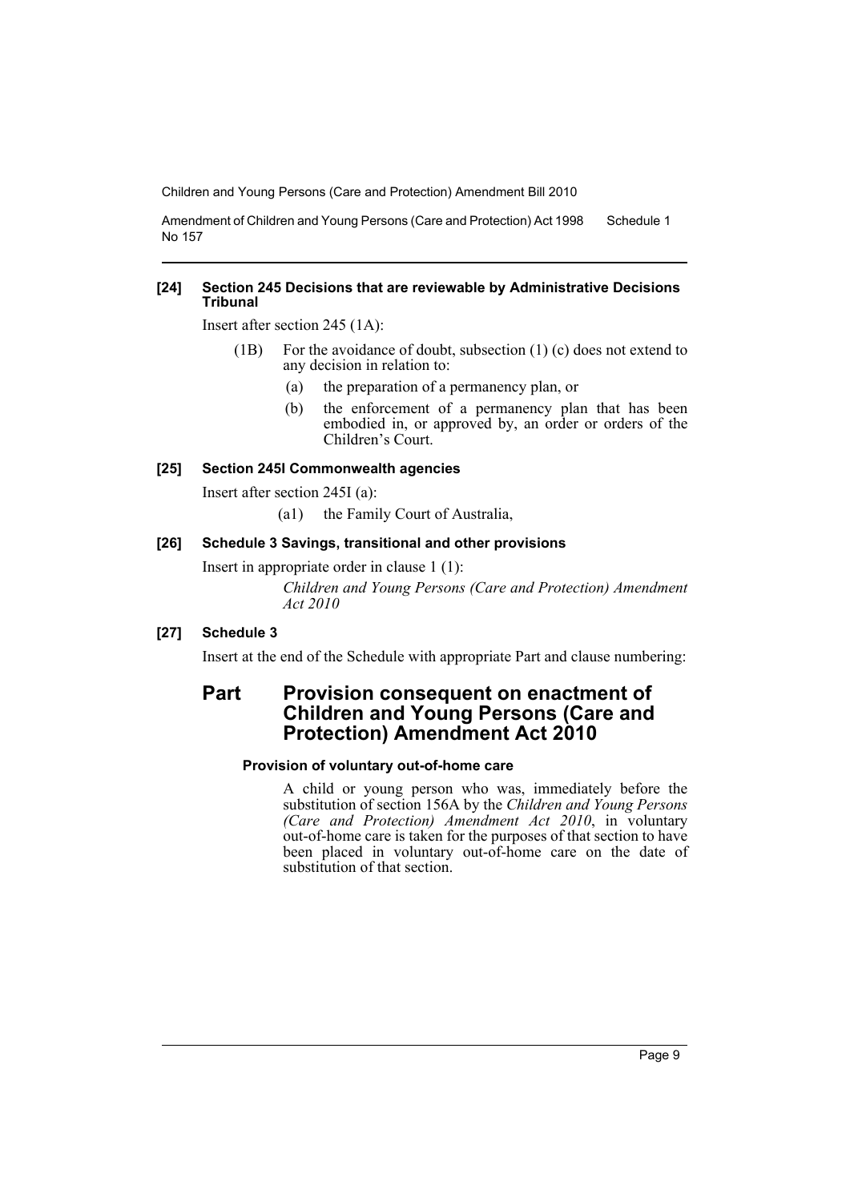**[24] Section 245 Decisions that are reviewable by Administrative Decisions Tribunal**

Insert after section 245 (1A):

(1B) For the avoidance of doubt, subsection (1) (c) does not extend to any decision in relation to:

- (a) the preparation of a permanency plan, or
- (b) the enforcement of a permanency plan that has been embodied in, or approved by, an order or orders of the Children's Court.

**[25] Section 245I Commonwealth agencies**

Insert after section 245I (a):

(a1) the Family Court of Australia,

**[26] Schedule 3 Savings, transitional and other provisions**

Insert in appropriate order in clause 1 (1):

*Children and Young Persons (Care and Protection) Amendment Act 2010*

**[27] Schedule 3**

Insert at the end of the Schedule with appropriate Part and clause numbering:

## Part Provision consequent on enactment of Children and Young Persons (Care and Protection) Amendment Act 2010

**Provision of voluntary out-of-home care**

A child or young person who was, immediately before the substitution of section 156A by the *Children and Young Persons (Care and Protection) Amendment Act 2010*, in voluntary out-of-home care is taken for the purposes of that section to have been placed in voluntary out-of-home care on the date of substitution of that section.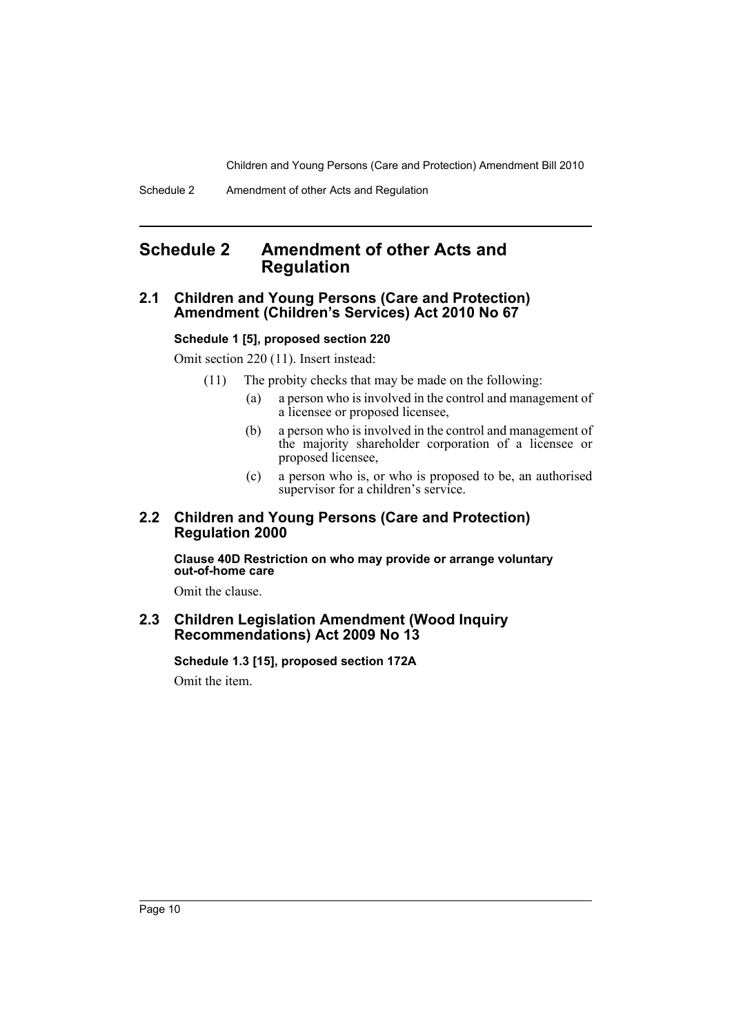# Schedule 2 Amendment of other Acts and Regulation

## 2.1 Children and Young Persons (Care and Protection) Amendment (Children's Services) Act 2010 No 67

**Schedule 1 [5], proposed section 220**

Omit section 220 (11). Insert instead:

(11) The probity checks that may be made on the following:

(a) a person who is involved in the control and management of a licensee or proposed licensee,

(b) a person who is involved in the control and management of the majority shareholder corporation of a licensee or proposed licensee,

(c) a person who is, or who is proposed to be, an authorised supervisor for a children's service.

## 2.2 Children and Young Persons (Care and Protection) Regulation 2000

**Clause 40D Restriction on who may provide or arrange voluntary out-of-home care**

Omit the clause.

## 2.3 Children Legislation Amendment (Wood Inquiry Recommendations) Act 2009 No 13

**Schedule 1.3 [15], proposed section 172A**

Omit the item.